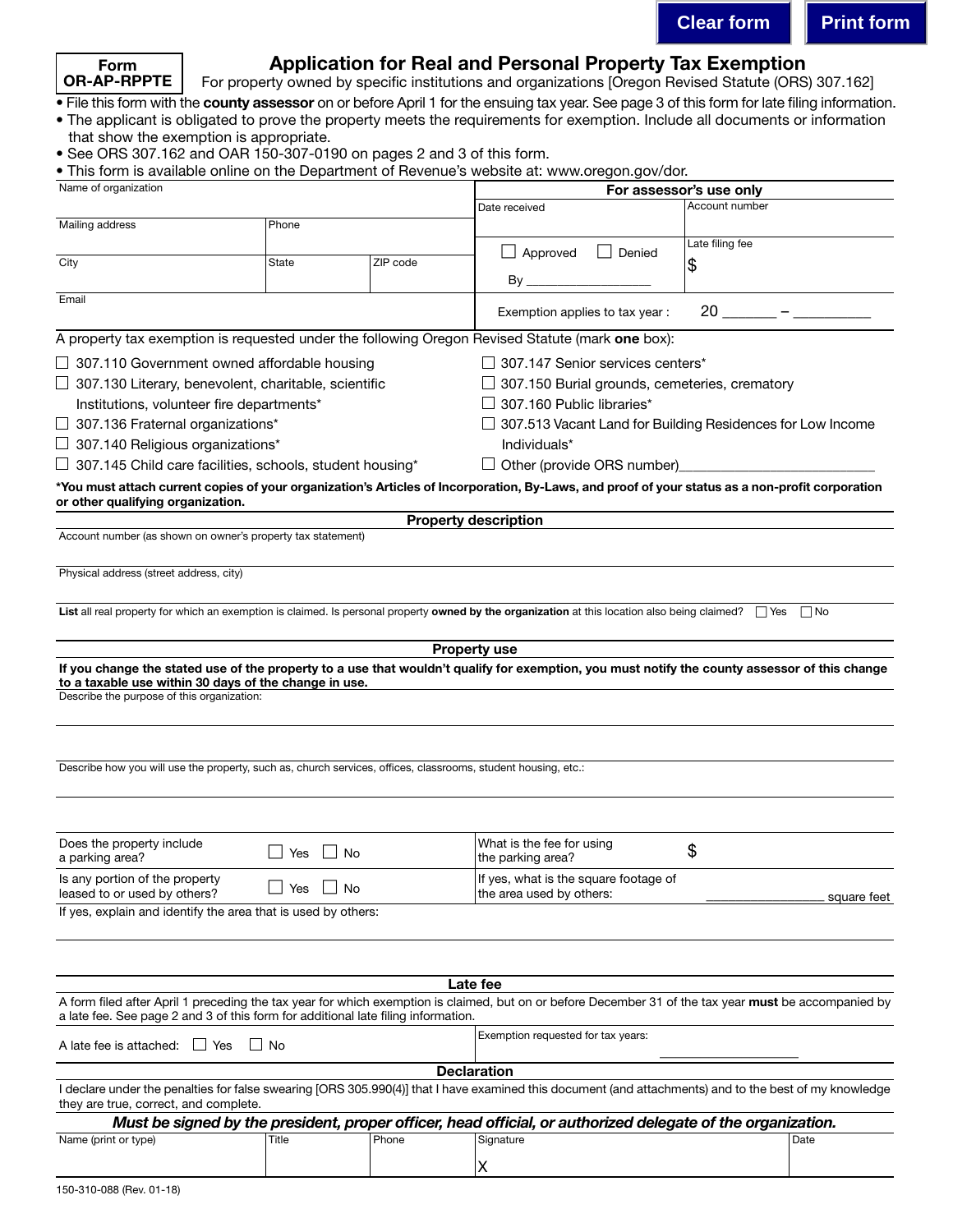Clear form | Print form

**Form OR-AP-RPPTE**

# Application for Real and Personal Property Tax Exemption

For property owned by specific institutions and organizations [Oregon Revised Statute (ORS) 307.162]

- File this form with the **county assessor** on or before April 1 for the ensuing tax year. See page 3 of this form for late filing information.
- The applicant is obligated to prove the property meets the requirements for exemption. Include all documents or information that show the exemption is appropriate.
- See ORS 307.162 and OAR 150-307-0190 on pages 2 and 3 of this form.
- This form is available online on the Department of Revenue's website at: www.oregon.gov/dor.

| Name of organization | | | **For assessor's use only** | |
|---|---|---|---|---|
| | | | Date received | Account number |
| Mailing address | Phone | | ☐ Approved ☐ Denied By ___________ | Late filing fee $ |
| City | State | ZIP code | | |
| Email | | | Exemption applies to tax year : 20 _______ – __________ | |

A property tax exemption is requested under the following Oregon Revised Statute (mark **one** box):

- ☐ 307.110 Government owned affordable housing
- ☐ 307.130 Literary, benevolent, charitable, scientific Institutions, volunteer fire departments*
- ☐ 307.136 Fraternal organizations*
- ☐ 307.140 Religious organizations*
- ☐ 307.145 Child care facilities, schools, student housing*
- ☐ 307.147 Senior services centers*
- ☐ 307.150 Burial grounds, cemeteries, crematory
- ☐ 307.160 Public libraries*
- ☐ 307.513 Vacant Land for Building Residences for Low Income Individuals*
- ☐ Other (provide ORS number)___________________________

***You must attach current copies of your organization's Articles of Incorporation, By-Laws, and proof of your status as a non-profit corporation or other qualifying organization.**

## Property description

Account number (as shown on owner's property tax statement)

Physical address (street address, city)

**List** all real property for which an exemption is claimed. Is personal property **owned by the organization** at this location also being claimed? ☐ Yes ☐ No

## Property use

**If you change the stated use of the property to a use that wouldn't qualify for exemption, you must notify the county assessor of this change to a taxable use within 30 days of the change in use.**

Describe the purpose of this organization:

Describe how you will use the property, such as, church services, offices, classrooms, student housing, etc.:

| Does the property include a parking area? | ☐ Yes ☐ No | What is the fee for using the parking area? | $ |
|---|---|---|---|
| Is any portion of the property leased to or used by others? | ☐ Yes ☐ No | If yes, what is the square footage of the area used by others: | ______________ square feet |

If yes, explain and identify the area that is used by others:

## Late fee

A form filed after April 1 preceding the tax year for which exemption is claimed, but on or before December 31 of the tax year **must** be accompanied by a late fee. See page 2 and 3 of this form for additional late filing information.

| A late fee is attached: ☐ Yes ☐ No | Exemption requested for tax years: ______________ |
|---|---|

## Declaration

I declare under the penalties for false swearing [ORS 305.990(4)] that I have examined this document (and attachments) and to the best of my knowledge they are true, correct, and complete.

***Must be signed by the president, proper officer, head official, or authorized delegate of the organization.***

| Name (print or type) | Title | Phone | Signature | Date |
|---|---|---|---|---|
| | | | X | |

150-310-088 (Rev. 01-18)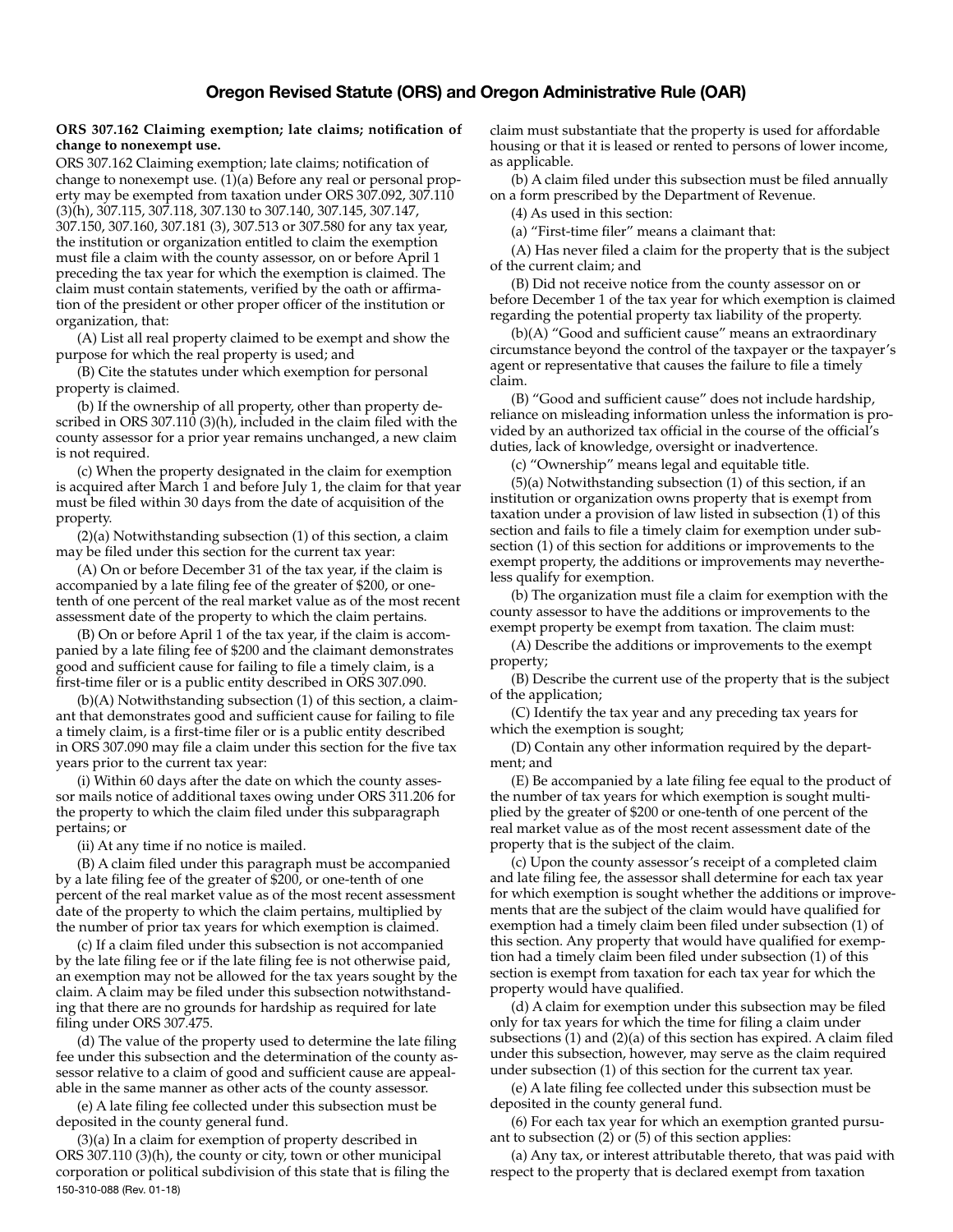## Oregon Revised Statute (ORS) and Oregon Administrative Rule (OAR)

**ORS 307.162 Claiming exemption; late claims; notification of change to nonexempt use.**

ORS 307.162 Claiming exemption; late claims; notification of change to nonexempt use. (1)(a) Before any real or personal property may be exempted from taxation under ORS 307.092, 307.110 (3)(h), 307.115, 307.118, 307.130 to 307.140, 307.145, 307.147, 307.150, 307.160, 307.181 (3), 307.513 or 307.580 for any tax year, the institution or organization entitled to claim the exemption must file a claim with the county assessor, on or before April 1 preceding the tax year for which the exemption is claimed. The claim must contain statements, verified by the oath or affirmation of the president or other proper officer of the institution or organization, that:

(A) List all real property claimed to be exempt and show the purpose for which the real property is used; and

(B) Cite the statutes under which exemption for personal property is claimed.

(b) If the ownership of all property, other than property described in ORS 307.110 (3)(h), included in the claim filed with the county assessor for a prior year remains unchanged, a new claim is not required.

(c) When the property designated in the claim for exemption is acquired after March 1 and before July 1, the claim for that year must be filed within 30 days from the date of acquisition of the property.

(2)(a) Notwithstanding subsection (1) of this section, a claim may be filed under this section for the current tax year:

(A) On or before December 31 of the tax year, if the claim is accompanied by a late filing fee of the greater of $200, or one-tenth of one percent of the real market value as of the most recent assessment date of the property to which the claim pertains.

(B) On or before April 1 of the tax year, if the claim is accompanied by a late filing fee of $200 and the claimant demonstrates good and sufficient cause for failing to file a timely claim, is a first-time filer or is a public entity described in ORS 307.090.

(b)(A) Notwithstanding subsection (1) of this section, a claimant that demonstrates good and sufficient cause for failing to file a timely claim, is a first-time filer or is a public entity described in ORS 307.090 may file a claim under this section for the five tax years prior to the current tax year:

(i) Within 60 days after the date on which the county assessor mails notice of additional taxes owing under ORS 311.206 for the property to which the claim filed under this subparagraph pertains; or

(ii) At any time if no notice is mailed.

(B) A claim filed under this paragraph must be accompanied by a late filing fee of the greater of $200, or one-tenth of one percent of the real market value as of the most recent assessment date of the property to which the claim pertains, multiplied by the number of prior tax years for which exemption is claimed.

(c) If a claim filed under this subsection is not accompanied by the late filing fee or if the late filing fee is not otherwise paid, an exemption may not be allowed for the tax years sought by the claim. A claim may be filed under this subsection notwithstanding that there are no grounds for hardship as required for late filing under ORS 307.475.

(d) The value of the property used to determine the late filing fee under this subsection and the determination of the county assessor relative to a claim of good and sufficient cause are appealable in the same manner as other acts of the county assessor.

(e) A late filing fee collected under this subsection must be deposited in the county general fund.

(3)(a) In a claim for exemption of property described in ORS 307.110 (3)(h), the county or city, town or other municipal corporation or political subdivision of this state that is filing the claim must substantiate that the property is used for affordable housing or that it is leased or rented to persons of lower income, as applicable.

(b) A claim filed under this subsection must be filed annually on a form prescribed by the Department of Revenue.

(4) As used in this section:

(a) "First-time filer" means a claimant that:

(A) Has never filed a claim for the property that is the subject of the current claim; and

(B) Did not receive notice from the county assessor on or before December 1 of the tax year for which exemption is claimed regarding the potential property tax liability of the property.

(b)(A) "Good and sufficient cause" means an extraordinary circumstance beyond the control of the taxpayer or the taxpayer's agent or representative that causes the failure to file a timely claim.

(B) "Good and sufficient cause" does not include hardship, reliance on misleading information unless the information is provided by an authorized tax official in the course of the official's duties, lack of knowledge, oversight or inadvertence.

(c) "Ownership" means legal and equitable title.

(5)(a) Notwithstanding subsection (1) of this section, if an institution or organization owns property that is exempt from taxation under a provision of law listed in subsection (1) of this section and fails to file a timely claim for exemption under subsection (1) of this section for additions or improvements to the exempt property, the additions or improvements may nevertheless qualify for exemption.

(b) The organization must file a claim for exemption with the county assessor to have the additions or improvements to the exempt property be exempt from taxation. The claim must:

(A) Describe the additions or improvements to the exempt property;

(B) Describe the current use of the property that is the subject of the application;

(C) Identify the tax year and any preceding tax years for which the exemption is sought;

(D) Contain any other information required by the department; and

(E) Be accompanied by a late filing fee equal to the product of the number of tax years for which exemption is sought multiplied by the greater of $200 or one-tenth of one percent of the real market value as of the most recent assessment date of the property that is the subject of the claim.

(c) Upon the county assessor's receipt of a completed claim and late filing fee, the assessor shall determine for each tax year for which exemption is sought whether the additions or improvements that are the subject of the claim would have qualified for exemption had a timely claim been filed under subsection (1) of this section. Any property that would have qualified for exemption had a timely claim been filed under subsection (1) of this section is exempt from taxation for each tax year for which the property would have qualified.

(d) A claim for exemption under this subsection may be filed only for tax years for which the time for filing a claim under subsections (1) and (2)(a) of this section has expired. A claim filed under this subsection, however, may serve as the claim required under subsection (1) of this section for the current tax year.

(e) A late filing fee collected under this subsection must be deposited in the county general fund.

(6) For each tax year for which an exemption granted pursuant to subsection (2) or (5) of this section applies:

(a) Any tax, or interest attributable thereto, that was paid with respect to the property that is declared exempt from taxation

150-310-088 (Rev. 01-18)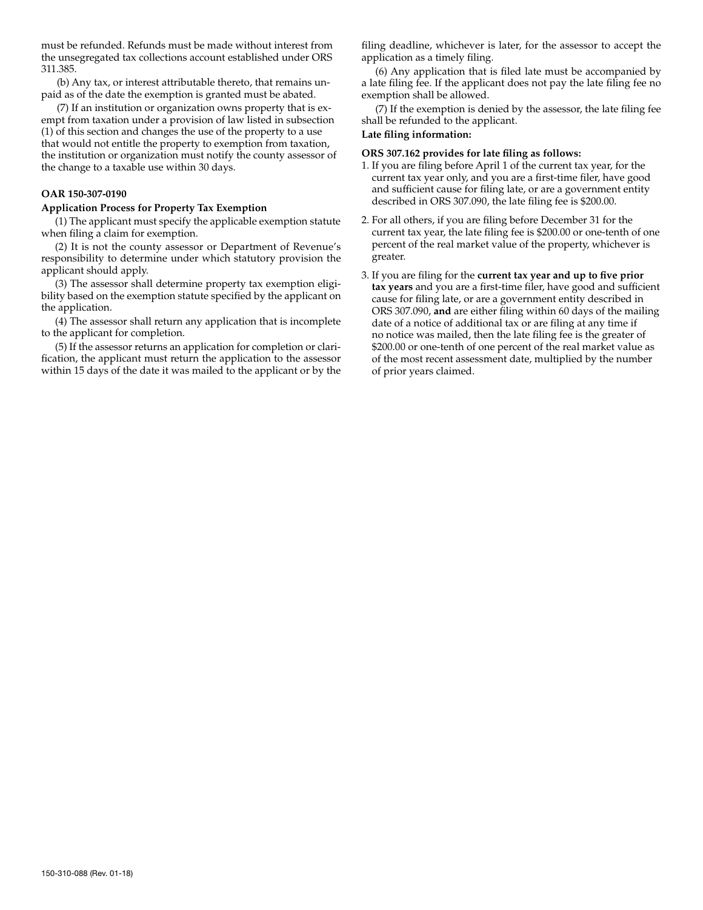must be refunded. Refunds must be made without interest from the unsegregated tax collections account established under ORS 311.385.

(b) Any tax, or interest attributable thereto, that remains unpaid as of the date the exemption is granted must be abated.

(7) If an institution or organization owns property that is exempt from taxation under a provision of law listed in subsection (1) of this section and changes the use of the property to a use that would not entitle the property to exemption from taxation, the institution or organization must notify the county assessor of the change to a taxable use within 30 days.

**OAR 150-307-0190**

**Application Process for Property Tax Exemption**

(1) The applicant must specify the applicable exemption statute when filing a claim for exemption.

(2) It is not the county assessor or Department of Revenue's responsibility to determine under which statutory provision the applicant should apply.

(3) The assessor shall determine property tax exemption eligibility based on the exemption statute specified by the applicant on the application.

(4) The assessor shall return any application that is incomplete to the applicant for completion.

(5) If the assessor returns an application for completion or clarification, the applicant must return the application to the assessor within 15 days of the date it was mailed to the applicant or by the filing deadline, whichever is later, for the assessor to accept the application as a timely filing.

(6) Any application that is filed late must be accompanied by a late filing fee. If the applicant does not pay the late filing fee no exemption shall be allowed.

(7) If the exemption is denied by the assessor, the late filing fee shall be refunded to the applicant.

**Late filing information:**

**ORS 307.162 provides for late filing as follows:**

1. If you are filing before April 1 of the current tax year, for the current tax year only, and you are a first-time filer, have good and sufficient cause for filing late, or are a government entity described in ORS 307.090, the late filing fee is $200.00.
2. For all others, if you are filing before December 31 for the current tax year, the late filing fee is $200.00 or one-tenth of one percent of the real market value of the property, whichever is greater.
3. If you are filing for the **current tax year and up to five prior tax years** and you are a first-time filer, have good and sufficient cause for filing late, or are a government entity described in ORS 307.090, **and** are either filing within 60 days of the mailing date of a notice of additional tax or are filing at any time if no notice was mailed, then the late filing fee is the greater of $200.00 or one-tenth of one percent of the real market value as of the most recent assessment date, multiplied by the number of prior years claimed.

150-310-088 (Rev. 01-18)